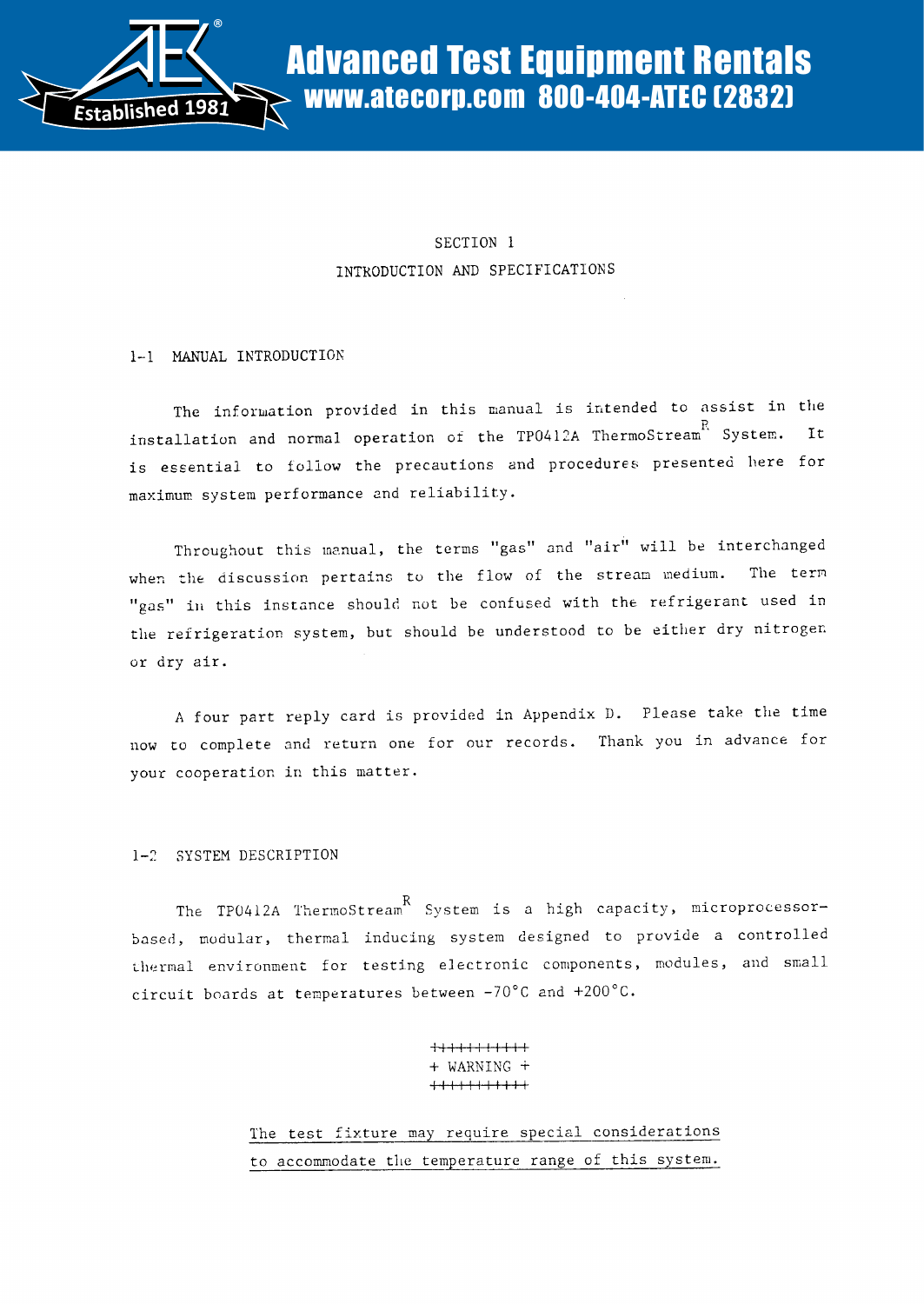# SECTION 1

# INTRODUCTION AND SPECIFICATIONS

## 1-1 MANUAL INTRODUCTION

The information provided in this manual is intended to assist in the installation and normal operation of the TP0412A ThermoStream® System. It is essential to follow the precautions and procedures presented here for maximum system performance and reliability.

Throughout this manual, the terms "gas" and "air" will be interchanged when the discussion pertains to the flow of the stream medium. The term "gas" in this instance should not be confused with the refrigerant used in the refrigeration system, but should be understood to be either dry nitrogen or dry air.

A four part reply card is provided in Appendix D. Please take the time now to complete and return one for our records. Thank you in advance for your cooperation in this matter.

## 1-2 SYSTEM DESCRIPTION

The TP0412A ThermoStream® System is a high capacity, microprocessor-based, modular, thermal inducing system designed to provide a controlled thermal environment for testing electronic components, modules, and small circuit boards at temperatures between -70°C and +200°C.

++++++++++
+ WARNING +
++++++++++

<u>The test fixture may require special considerations to accommodate the temperature range of this system.</u>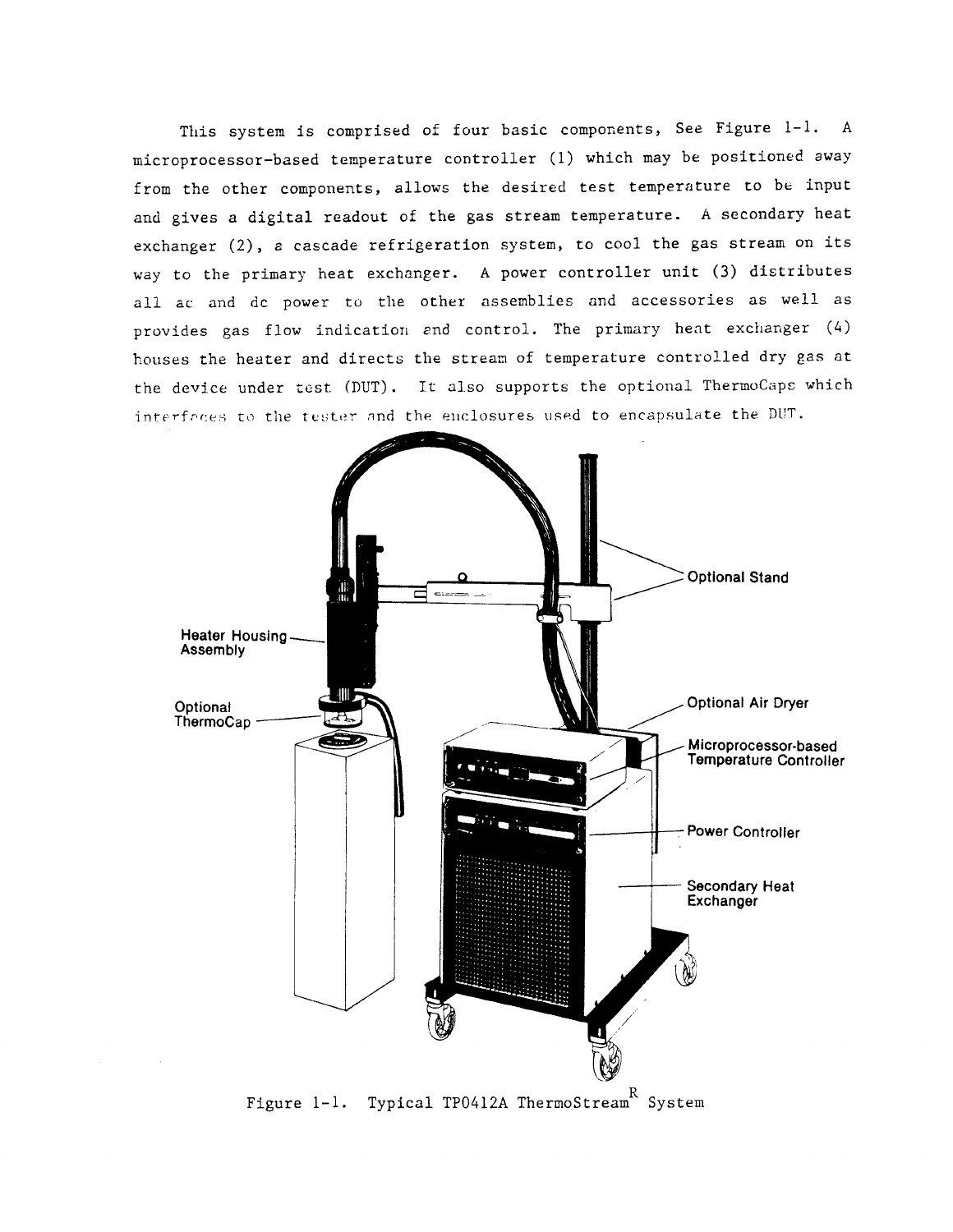This system is comprised of four basic components, See Figure 1-1. A microprocessor-based temperature controller (1) which may be positioned away from the other components, allows the desired test temperature to be input and gives a digital readout of the gas stream temperature. A secondary heat exchanger (2), a cascade refrigeration system, to cool the gas stream on its way to the primary heat exchanger. A power controller unit (3) distributes all ac and dc power to the other assemblies and accessories as well as provides gas flow indication and control. The primary heat exchanger (4) houses the heater and directs the stream of temperature controlled dry gas at the device under test (DUT). It also supports the optional ThermoCaps which interfaces to the tester and the enclosures used to encapsulate the DUT.

Optional Stand

Heater Housing Assembly

Optional ThermoCap

Optional Air Dryer

Microprocessor-based Temperature Controller

Power Controller

Secondary Heat Exchanger

Figure 1-1. Typical TP0412A ThermoStream® System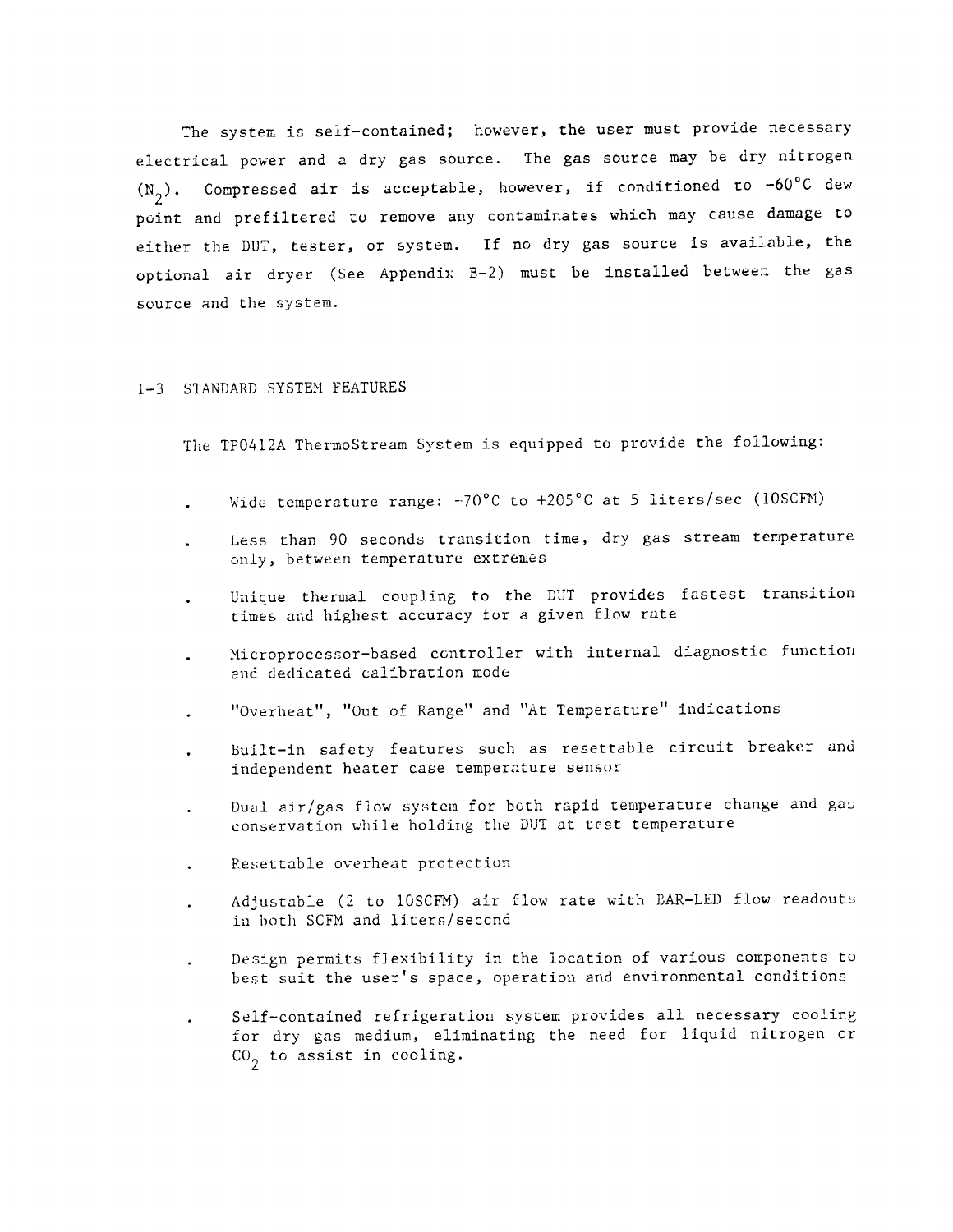The system is self-contained; however, the user must provide necessary electrical power and a dry gas source. The gas source may be dry nitrogen ($N_2$). Compressed air is acceptable, however, if conditioned to -60°C dew point and prefiltered to remove any contaminates which may cause damage to either the DUT, tester, or system. If no dry gas source is available, the optional air dryer (See Appendix B-2) must be installed between the gas source and the system.

## 1-3 STANDARD SYSTEM FEATURES

The TP0412A ThermoStream System is equipped to provide the following:

- Wide temperature range: -70°C to +205°C at 5 liters/sec (10SCFM)
- Less than 90 seconds transition time, dry gas stream temperature only, between temperature extremes
- Unique thermal coupling to the DUT provides fastest transition times and highest accuracy for a given flow rate
- Microprocessor-based controller with internal diagnostic function and dedicated calibration mode
- "Overheat", "Out of Range" and "At Temperature" indications
- Built-in safety features such as resettable circuit breaker and independent heater case temperature sensor
- Dual air/gas flow system for both rapid temperature change and gas conservation while holding the DUT at test temperature
- Resettable overheat protection
- Adjustable (2 to 10SCFM) air flow rate with BAR-LED flow readouts in both SCFM and liters/second
- Design permits flexibility in the location of various components to best suit the user's space, operation and environmental conditions
- Self-contained refrigeration system provides all necessary cooling for dry gas medium, eliminating the need for liquid nitrogen or $CO_2$ to assist in cooling.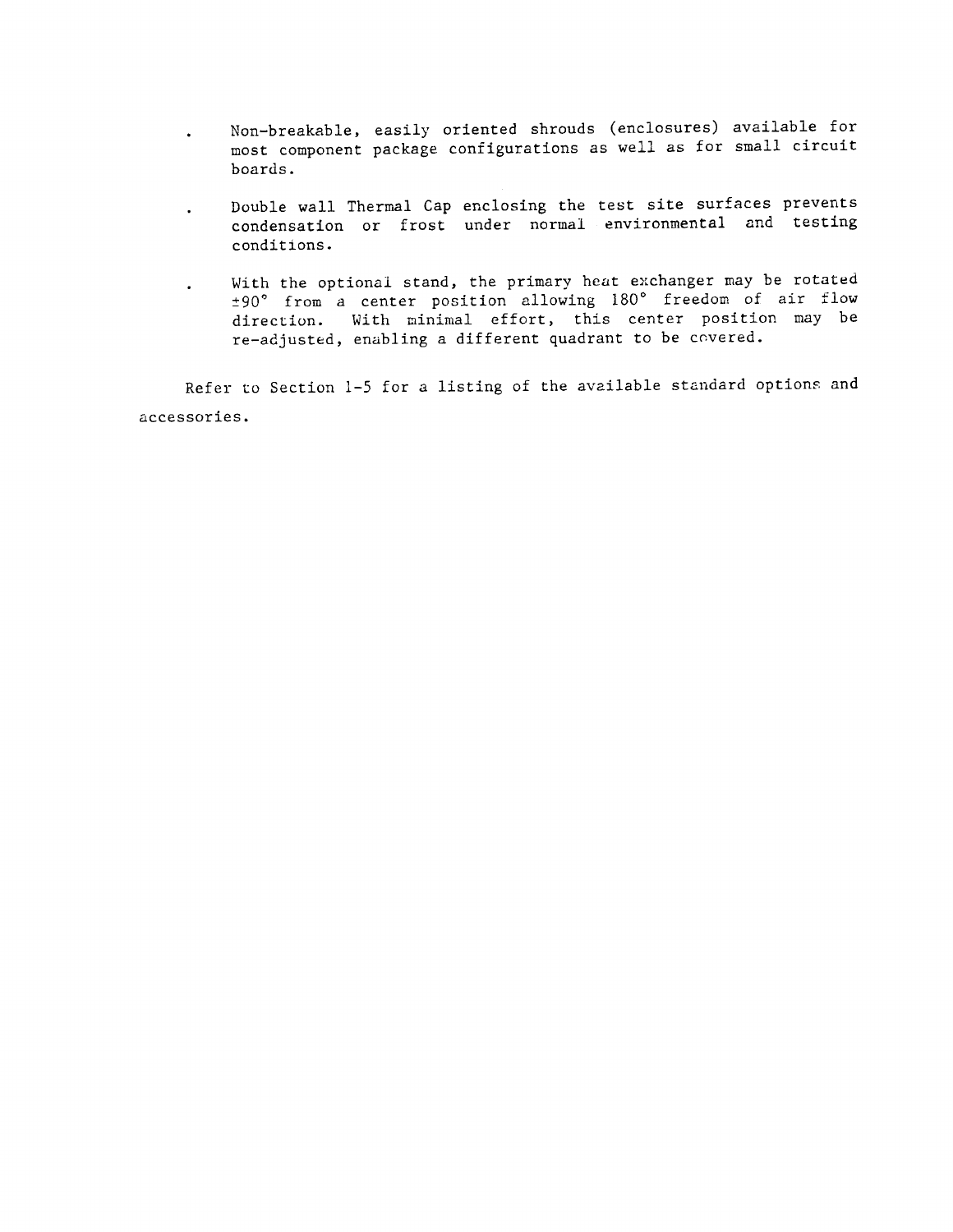- Non-breakable, easily oriented shrouds (enclosures) available for most component package configurations as well as for small circuit boards.

- Double wall Thermal Cap enclosing the test site surfaces prevents condensation or frost under normal environmental and testing conditions.

- With the optional stand, the primary heat exchanger may be rotated ±90° from a center position allowing 180° freedom of air flow direction. With minimal effort, this center position may be re-adjusted, enabling a different quadrant to be covered.

Refer to Section 1-5 for a listing of the available standard options and accessories.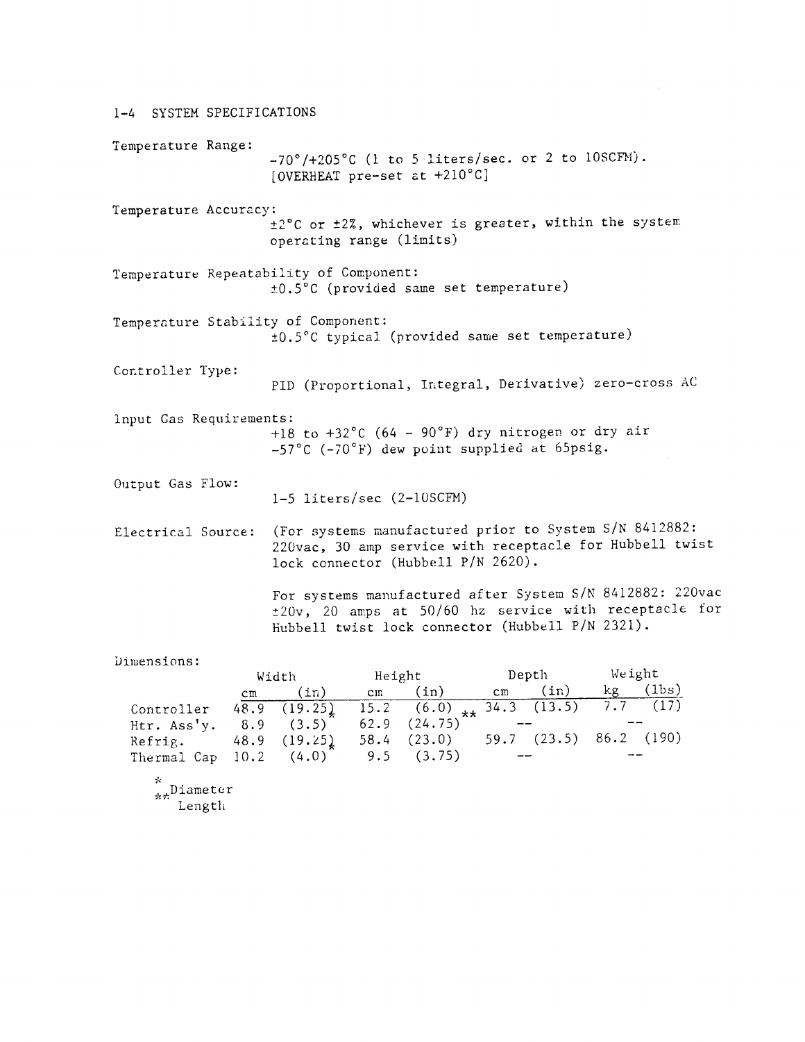## 1-4 SYSTEM SPECIFICATIONS

**Temperature Range:**
-70°/+205°C (1 to 5 liters/sec. or 2 to 10SCFM).
[OVERHEAT pre-set at +210°C]

**Temperature Accuracy:**
±2°C or ±2%, whichever is greater, within the system operating range (limits)

**Temperature Repeatability of Component:**
±0.5°C (provided same set temperature)

**Temperature Stability of Component:**
±0.5°C typical (provided same set temperature)

**Controller Type:**
PID (Proportional, Integral, Derivative) zero-cross AC

**Input Gas Requirements:**
+18 to +32°C (64 - 90°F) dry nitrogen or dry air
-57°C (-70°F) dew point supplied at 65psig.

**Output Gas Flow:**
1-5 liters/sec (2-10SCFM)

**Electrical Source:** (For systems manufactured prior to System S/N 8412882: 220vac, 30 amp service with receptacle for Hubbell twist lock connector (Hubbell P/N 2620).

For systems manufactured after System S/N 8412882: 220vac ±20v, 20 amps at 50/60 hz service with receptacle for Hubbell twist lock connector (Hubbell P/N 2321).

**Dimensions:**

| | Width | | Height | | Depth | | Weight | |
|---|---|---|---|---|---|---|---|---|
| | cm | (in) | cm | (in) | cm | (in) | kg | (lbs) |
| Controller | 48.9 | (19.25)* | 15.2 | (6.0) ** | 34.3 | (13.5) | 7.7 | (17) |
| Htr. Ass'y. | 8.9 | (3.5) | 62.9 | (24.75) | -- | | -- | |
| Refrig. | 48.9 | (19.25)* | 58.4 | (23.0) | 59.7 | (23.5) | 86.2 | (190) |
| Thermal Cap | 10.2 | (4.0)* | 9.5 | (3.75) | -- | | -- | |

\* Diameter
\*\* Length